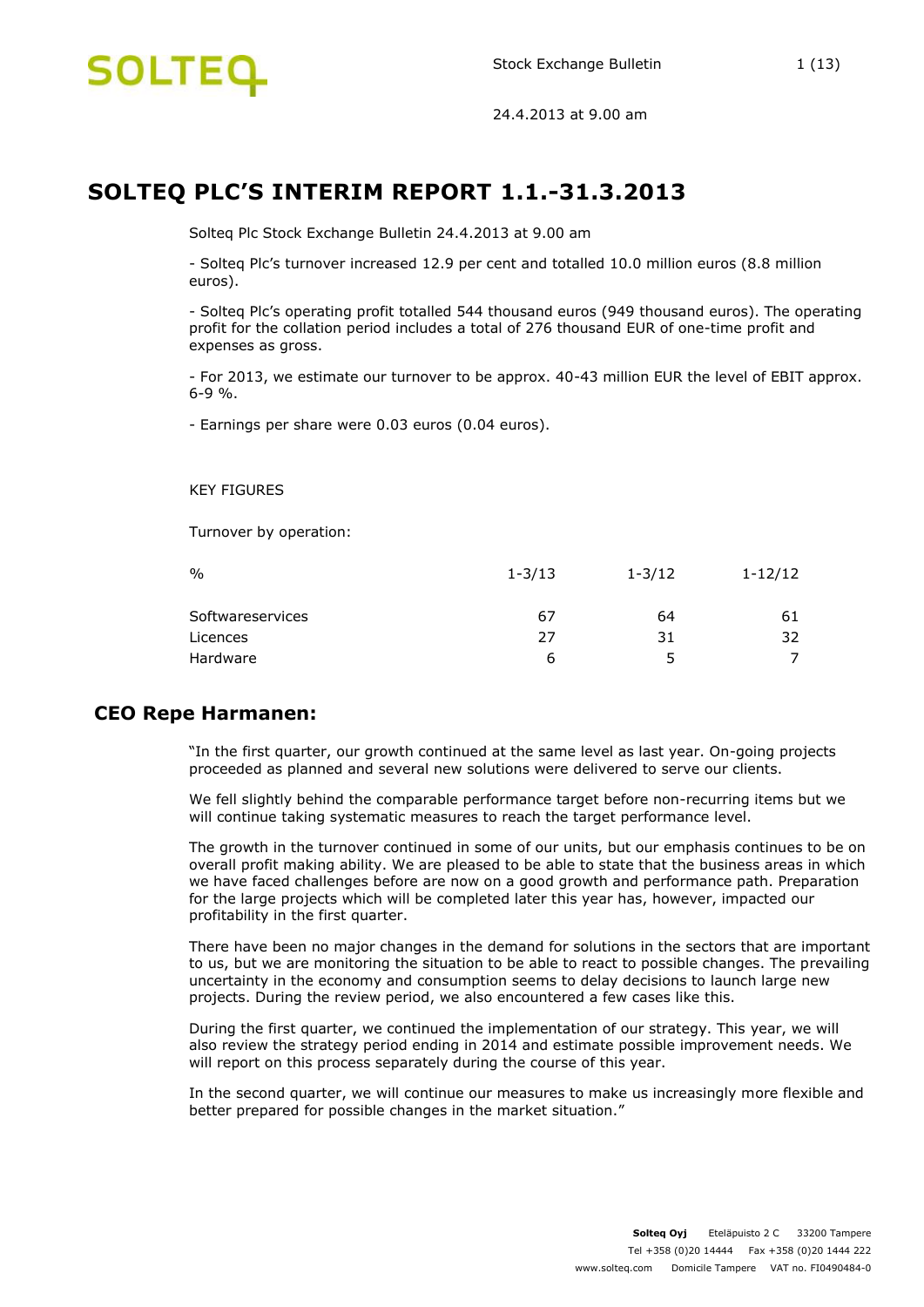Stock Exchange Bulletin

24.4.2013 at 9.00 am

# SOLTEQ PLC'S INTERIM REPORT 1.1.-31.3.2013

Solteq Plc Stock Exchange Bulletin 24.4.2013 at 9.00 am

- Solteq Plc's turnover increased 12.9 per cent and totalled 10.0 million euros (8.8 million euros).

- Solteq Plc's operating profit totalled 544 thousand euros (949 thousand euros). The operating profit for the collation period includes a total of 276 thousand EUR of one-time profit and expenses as gross.

- For 2013, we estimate our turnover to be approx. 40-43 million EUR the level of EBIT approx. 6-9 %.

- Earnings per share were 0.03 euros (0.04 euros).

KEY FIGURES

Turnover by operation:

| % | 1-3/13 | 1-3/12 | 1-12/12 |
|---|---|---|---|
| Softwareservices | 67 | 64 | 61 |
| Licences | 27 | 31 | 32 |
| Hardware | 6 | 5 | 7 |

## CEO Repe Harmanen:

"In the first quarter, our growth continued at the same level as last year. On-going projects proceeded as planned and several new solutions were delivered to serve our clients.

We fell slightly behind the comparable performance target before non-recurring items but we will continue taking systematic measures to reach the target performance level.

The growth in the turnover continued in some of our units, but our emphasis continues to be on overall profit making ability. We are pleased to be able to state that the business areas in which we have faced challenges before are now on a good growth and performance path. Preparation for the large projects which will be completed later this year has, however, impacted our profitability in the first quarter.

There have been no major changes in the demand for solutions in the sectors that are important to us, but we are monitoring the situation to be able to react to possible changes. The prevailing uncertainty in the economy and consumption seems to delay decisions to launch large new projects. During the review period, we also encountered a few cases like this.

During the first quarter, we continued the implementation of our strategy. This year, we will also review the strategy period ending in 2014 and estimate possible improvement needs. We will report on this process separately during the course of this year.

In the second quarter, we will continue our measures to make us increasingly more flexible and better prepared for possible changes in the market situation."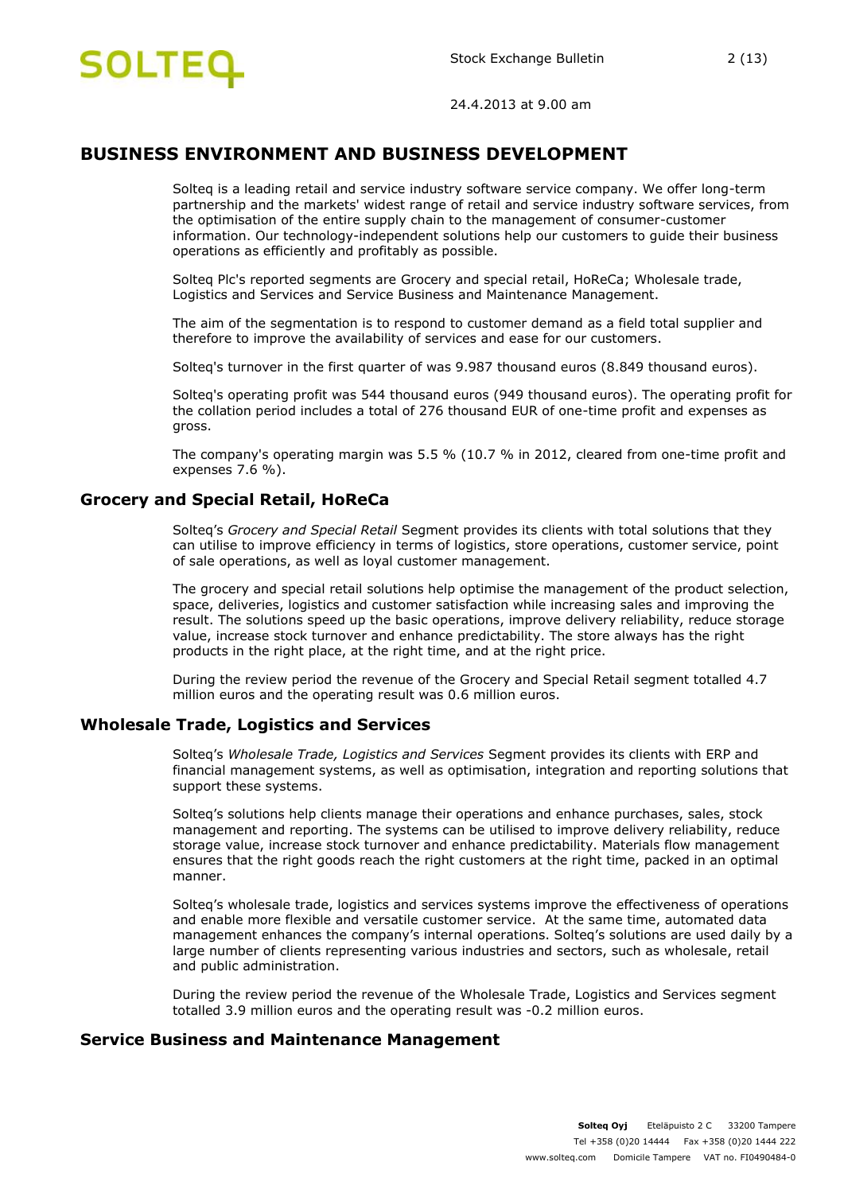# BUSINESS ENVIRONMENT AND BUSINESS DEVELOPMENT

Solteq is a leading retail and service industry software service company. We offer long-term partnership and the markets' widest range of retail and service industry software services, from the optimisation of the entire supply chain to the management of consumer-customer information. Our technology-independent solutions help our customers to guide their business operations as efficiently and profitably as possible.

Solteq Plc's reported segments are Grocery and special retail, HoReCa; Wholesale trade, Logistics and Services and Service Business and Maintenance Management.

The aim of the segmentation is to respond to customer demand as a field total supplier and therefore to improve the availability of services and ease for our customers.

Solteq's turnover in the first quarter of was 9.987 thousand euros (8.849 thousand euros).

Solteq's operating profit was 544 thousand euros (949 thousand euros). The operating profit for the collation period includes a total of 276 thousand EUR of one-time profit and expenses as gross.

The company's operating margin was 5.5 % (10.7 % in 2012, cleared from one-time profit and expenses 7.6 %).

## Grocery and Special Retail, HoReCa

Solteq's *Grocery and Special Retail* Segment provides its clients with total solutions that they can utilise to improve efficiency in terms of logistics, store operations, customer service, point of sale operations, as well as loyal customer management.

The grocery and special retail solutions help optimise the management of the product selection, space, deliveries, logistics and customer satisfaction while increasing sales and improving the result. The solutions speed up the basic operations, improve delivery reliability, reduce storage value, increase stock turnover and enhance predictability. The store always has the right products in the right place, at the right time, and at the right price.

During the review period the revenue of the Grocery and Special Retail segment totalled 4.7 million euros and the operating result was 0.6 million euros.

## Wholesale Trade, Logistics and Services

Solteq's *Wholesale Trade, Logistics and Services* Segment provides its clients with ERP and financial management systems, as well as optimisation, integration and reporting solutions that support these systems.

Solteq's solutions help clients manage their operations and enhance purchases, sales, stock management and reporting. The systems can be utilised to improve delivery reliability, reduce storage value, increase stock turnover and enhance predictability. Materials flow management ensures that the right goods reach the right customers at the right time, packed in an optimal manner.

Solteq's wholesale trade, logistics and services systems improve the effectiveness of operations and enable more flexible and versatile customer service. At the same time, automated data management enhances the company's internal operations. Solteq's solutions are used daily by a large number of clients representing various industries and sectors, such as wholesale, retail and public administration.

During the review period the revenue of the Wholesale Trade, Logistics and Services segment totalled 3.9 million euros and the operating result was -0.2 million euros.

## Service Business and Maintenance Management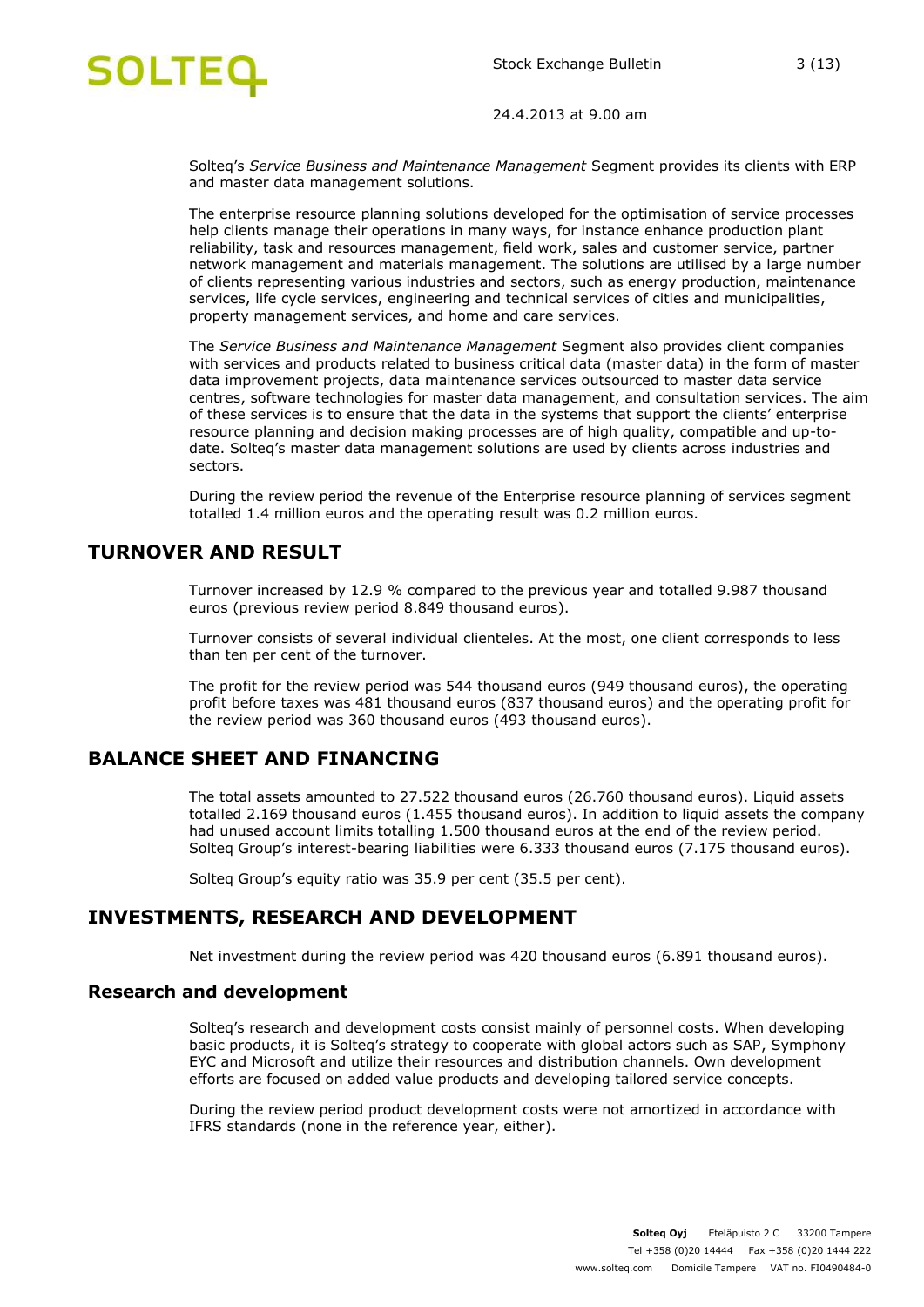Solteq's *Service Business and Maintenance Management* Segment provides its clients with ERP and master data management solutions.

The enterprise resource planning solutions developed for the optimisation of service processes help clients manage their operations in many ways, for instance enhance production plant reliability, task and resources management, field work, sales and customer service, partner network management and materials management. The solutions are utilised by a large number of clients representing various industries and sectors, such as energy production, maintenance services, life cycle services, engineering and technical services of cities and municipalities, property management services, and home and care services.

The *Service Business and Maintenance Management* Segment also provides client companies with services and products related to business critical data (master data) in the form of master data improvement projects, data maintenance services outsourced to master data service centres, software technologies for master data management, and consultation services. The aim of these services is to ensure that the data in the systems that support the clients' enterprise resource planning and decision making processes are of high quality, compatible and up-to-date. Solteq's master data management solutions are used by clients across industries and sectors.

During the review period the revenue of the Enterprise resource planning of services segment totalled 1.4 million euros and the operating result was 0.2 million euros.

## TURNOVER AND RESULT

Turnover increased by 12.9 % compared to the previous year and totalled 9.987 thousand euros (previous review period 8.849 thousand euros).

Turnover consists of several individual clienteles. At the most, one client corresponds to less than ten per cent of the turnover.

The profit for the review period was 544 thousand euros (949 thousand euros), the operating profit before taxes was 481 thousand euros (837 thousand euros) and the operating profit for the review period was 360 thousand euros (493 thousand euros).

## BALANCE SHEET AND FINANCING

The total assets amounted to 27.522 thousand euros (26.760 thousand euros). Liquid assets totalled 2.169 thousand euros (1.455 thousand euros). In addition to liquid assets the company had unused account limits totalling 1.500 thousand euros at the end of the review period. Solteq Group's interest-bearing liabilities were 6.333 thousand euros (7.175 thousand euros).

Solteq Group's equity ratio was 35.9 per cent (35.5 per cent).

## INVESTMENTS, RESEARCH AND DEVELOPMENT

Net investment during the review period was 420 thousand euros (6.891 thousand euros).

### Research and development

Solteq's research and development costs consist mainly of personnel costs. When developing basic products, it is Solteq's strategy to cooperate with global actors such as SAP, Symphony EYC and Microsoft and utilize their resources and distribution channels. Own development efforts are focused on added value products and developing tailored service concepts.

During the review period product development costs were not amortized in accordance with IFRS standards (none in the reference year, either).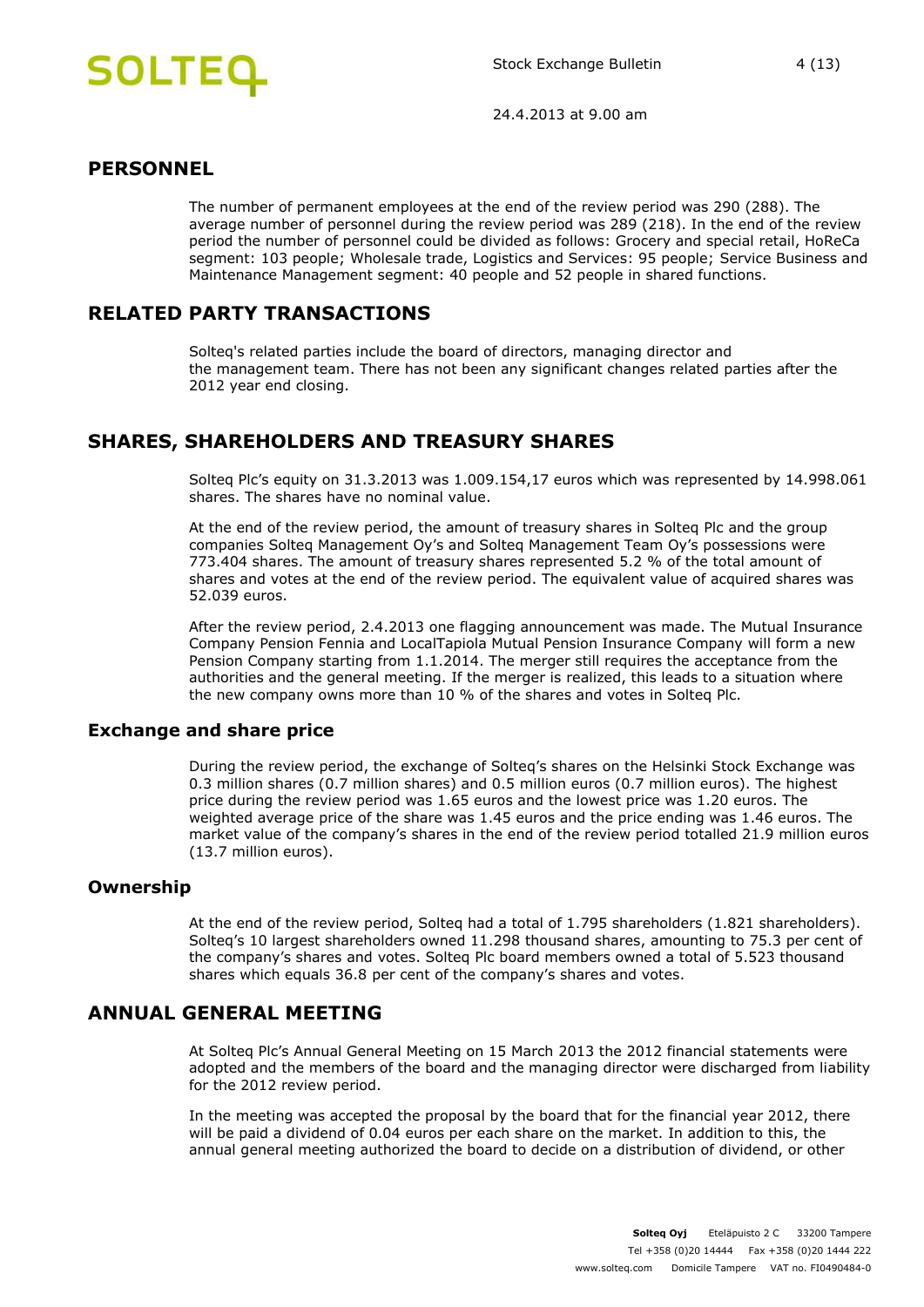## PERSONNEL

The number of permanent employees at the end of the review period was 290 (288). The average number of personnel during the review period was 289 (218). In the end of the review period the number of personnel could be divided as follows: Grocery and special retail, HoReCa segment: 103 people; Wholesale trade, Logistics and Services: 95 people; Service Business and Maintenance Management segment: 40 people and 52 people in shared functions.

## RELATED PARTY TRANSACTIONS

Solteq's related parties include the board of directors, managing director and the management team. There has not been any significant changes related parties after the 2012 year end closing.

## SHARES, SHAREHOLDERS AND TREASURY SHARES

Solteq Plc's equity on 31.3.2013 was 1.009.154,17 euros which was represented by 14.998.061 shares. The shares have no nominal value.

At the end of the review period, the amount of treasury shares in Solteq Plc and the group companies Solteq Management Oy's and Solteq Management Team Oy's possessions were 773.404 shares. The amount of treasury shares represented 5.2 % of the total amount of shares and votes at the end of the review period. The equivalent value of acquired shares was 52.039 euros.

After the review period, 2.4.2013 one flagging announcement was made. The Mutual Insurance Company Pension Fennia and LocalTapiola Mutual Pension Insurance Company will form a new Pension Company starting from 1.1.2014. The merger still requires the acceptance from the authorities and the general meeting. If the merger is realized, this leads to a situation where the new company owns more than 10 % of the shares and votes in Solteq Plc.

### Exchange and share price

During the review period, the exchange of Solteq's shares on the Helsinki Stock Exchange was 0.3 million shares (0.7 million shares) and 0.5 million euros (0.7 million euros). The highest price during the review period was 1.65 euros and the lowest price was 1.20 euros. The weighted average price of the share was 1.45 euros and the price ending was 1.46 euros. The market value of the company's shares in the end of the review period totalled 21.9 million euros (13.7 million euros).

### Ownership

At the end of the review period, Solteq had a total of 1.795 shareholders (1.821 shareholders). Solteq's 10 largest shareholders owned 11.298 thousand shares, amounting to 75.3 per cent of the company's shares and votes. Solteq Plc board members owned a total of 5.523 thousand shares which equals 36.8 per cent of the company's shares and votes.

## ANNUAL GENERAL MEETING

At Solteq Plc's Annual General Meeting on 15 March 2013 the 2012 financial statements were adopted and the members of the board and the managing director were discharged from liability for the 2012 review period.

In the meeting was accepted the proposal by the board that for the financial year 2012, there will be paid a dividend of 0.04 euros per each share on the market. In addition to this, the annual general meeting authorized the board to decide on a distribution of dividend, or other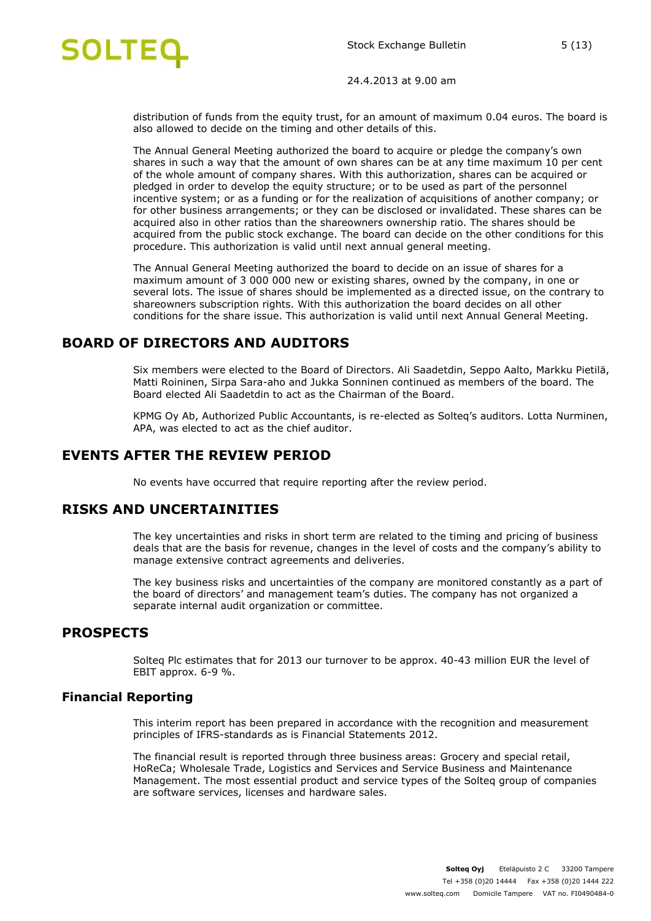distribution of funds from the equity trust, for an amount of maximum 0.04 euros. The board is also allowed to decide on the timing and other details of this.

The Annual General Meeting authorized the board to acquire or pledge the company's own shares in such a way that the amount of own shares can be at any time maximum 10 per cent of the whole amount of company shares. With this authorization, shares can be acquired or pledged in order to develop the equity structure; or to be used as part of the personnel incentive system; or as a funding or for the realization of acquisitions of another company; or for other business arrangements; or they can be disclosed or invalidated. These shares can be acquired also in other ratios than the shareowners ownership ratio. The shares should be acquired from the public stock exchange. The board can decide on the other conditions for this procedure. This authorization is valid until next annual general meeting.

The Annual General Meeting authorized the board to decide on an issue of shares for a maximum amount of 3 000 000 new or existing shares, owned by the company, in one or several lots. The issue of shares should be implemented as a directed issue, on the contrary to shareowners subscription rights. With this authorization the board decides on all other conditions for the share issue. This authorization is valid until next Annual General Meeting.

## BOARD OF DIRECTORS AND AUDITORS

Six members were elected to the Board of Directors. Ali Saadetdin, Seppo Aalto, Markku Pietilä, Matti Roininen, Sirpa Sara-aho and Jukka Sonninen continued as members of the board. The Board elected Ali Saadetdin to act as the Chairman of the Board.

KPMG Oy Ab, Authorized Public Accountants, is re-elected as Solteq's auditors. Lotta Nurminen, APA, was elected to act as the chief auditor.

## EVENTS AFTER THE REVIEW PERIOD

No events have occurred that require reporting after the review period.

## RISKS AND UNCERTAINITIES

The key uncertainties and risks in short term are related to the timing and pricing of business deals that are the basis for revenue, changes in the level of costs and the company's ability to manage extensive contract agreements and deliveries.

The key business risks and uncertainties of the company are monitored constantly as a part of the board of directors' and management team's duties. The company has not organized a separate internal audit organization or committee.

## PROSPECTS

Solteq Plc estimates that for 2013 our turnover to be approx. 40-43 million EUR the level of EBIT approx. 6-9 %.

### Financial Reporting

This interim report has been prepared in accordance with the recognition and measurement principles of IFRS-standards as is Financial Statements 2012.

The financial result is reported through three business areas: Grocery and special retail, HoReCa; Wholesale Trade, Logistics and Services and Service Business and Maintenance Management. The most essential product and service types of the Solteq group of companies are software services, licenses and hardware sales.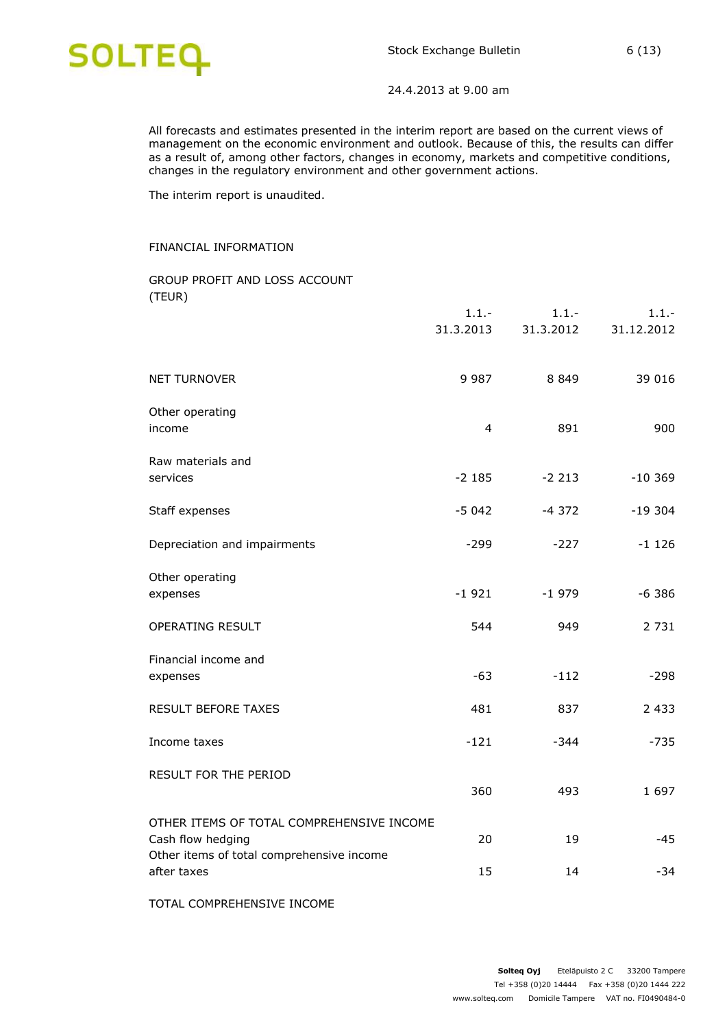All forecasts and estimates presented in the interim report are based on the current views of management on the economic environment and outlook. Because of this, the results can differ as a result of, among other factors, changes in economy, markets and competitive conditions, changes in the regulatory environment and other government actions.

The interim report is unaudited.

## FINANCIAL INFORMATION

### GROUP PROFIT AND LOSS ACCOUNT (TEUR)

| | 1.1.- 31.3.2013 | 1.1.- 31.3.2012 | 1.1.- 31.12.2012 |
|---|---|---|---|
| NET TURNOVER | 9 987 | 8 849 | 39 016 |
| Other operating income | 4 | 891 | 900 |
| Raw materials and services | -2 185 | -2 213 | -10 369 |
| Staff expenses | -5 042 | -4 372 | -19 304 |
| Depreciation and impairments | -299 | -227 | -1 126 |
| Other operating expenses | -1 921 | -1 979 | -6 386 |
| OPERATING RESULT | 544 | 949 | 2 731 |
| Financial income and expenses | -63 | -112 | -298 |
| RESULT BEFORE TAXES | 481 | 837 | 2 433 |
| Income taxes | -121 | -344 | -735 |
| RESULT FOR THE PERIOD | 360 | 493 | 1 697 |
| OTHER ITEMS OF TOTAL COMPREHENSIVE INCOME | | | |
| Cash flow hedging | 20 | 19 | -45 |
| Other items of total comprehensive income after taxes | 15 | 14 | -34 |
| TOTAL COMPREHENSIVE INCOME | | | |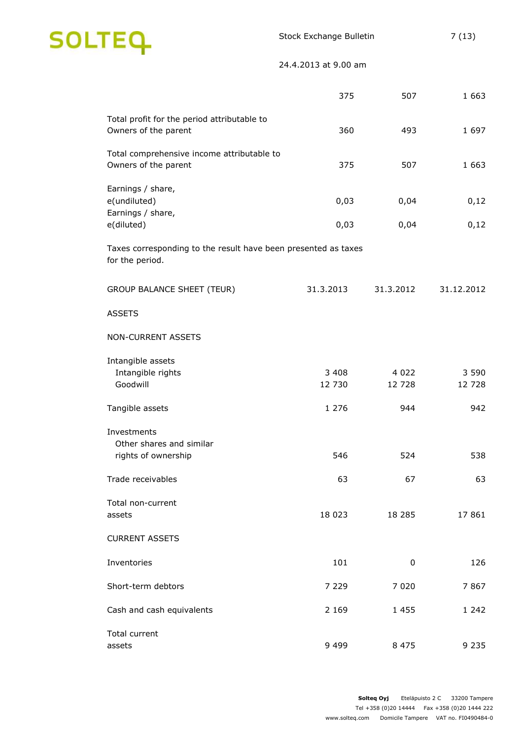| | | | |
|---|---|---|---|
| | 375 | 507 | 1 663 |
| Total profit for the period attributable to Owners of the parent | 360 | 493 | 1 697 |
| Total comprehensive income attributable to Owners of the parent | 375 | 507 | 1 663 |
| Earnings / share, e(undiluted) | 0,03 | 0,04 | 0,12 |
| Earnings / share, e(diluted) | 0,03 | 0,04 | 0,12 |

Taxes corresponding to the result have been presented as taxes for the period.

| GROUP BALANCE SHEET (TEUR) | 31.3.2013 | 31.3.2012 | 31.12.2012 |
|---|---|---|---|
| ASSETS | | | |
| NON-CURRENT ASSETS | | | |
| Intangible assets | | | |
| Intangible rights | 3 408 | 4 022 | 3 590 |
| Goodwill | 12 730 | 12 728 | 12 728 |
| Tangible assets | 1 276 | 944 | 942 |
| Investments | | | |
| Other shares and similar rights of ownership | 546 | 524 | 538 |
| Trade receivables | 63 | 67 | 63 |
| Total non-current assets | 18 023 | 18 285 | 17 861 |
| CURRENT ASSETS | | | |
| Inventories | 101 | 0 | 126 |
| Short-term debtors | 7 229 | 7 020 | 7 867 |
| Cash and cash equivalents | 2 169 | 1 455 | 1 242 |
| Total current assets | 9 499 | 8 475 | 9 235 |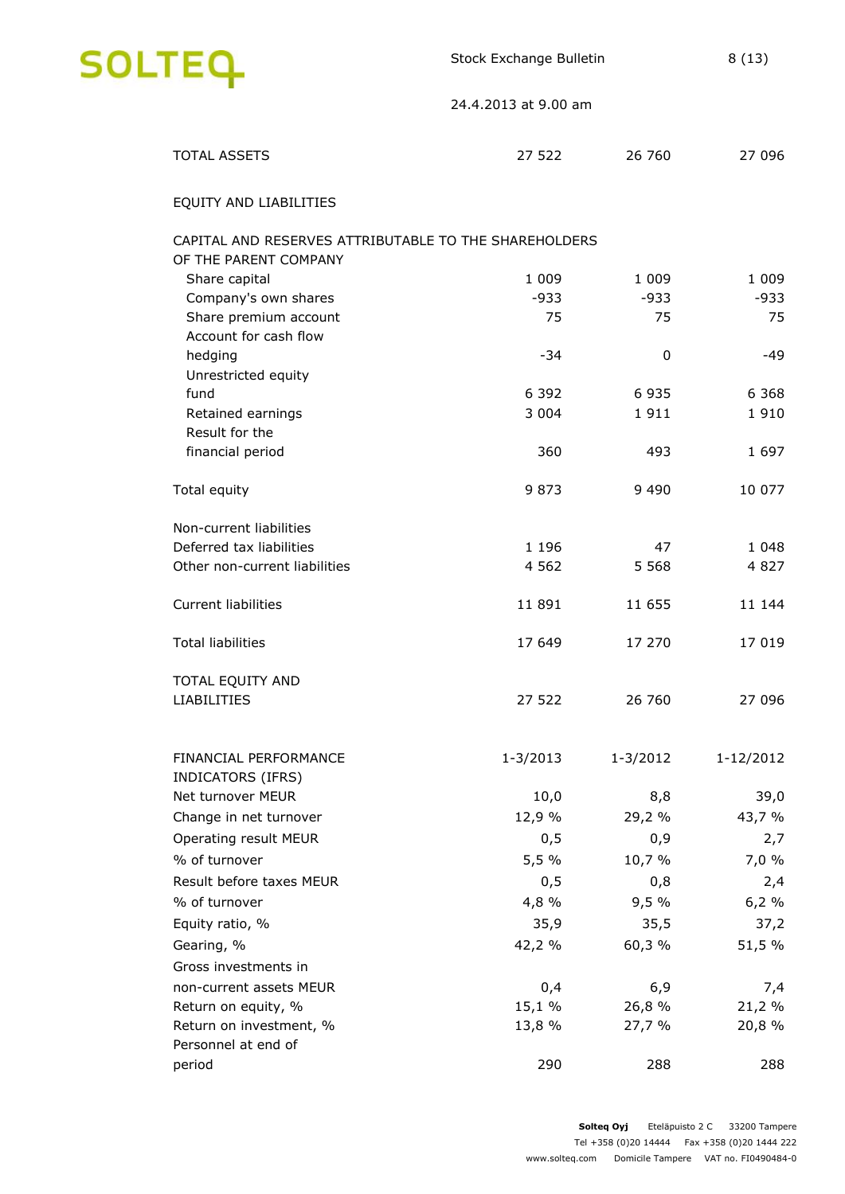| | | | |
|---|---|---|---|
| TOTAL ASSETS | 27 522 | 26 760 | 27 096 |
| | | | |
| EQUITY AND LIABILITIES | | | |
| | | | |
| CAPITAL AND RESERVES ATTRIBUTABLE TO THE SHAREHOLDERS OF THE PARENT COMPANY | | | |
| Share capital | 1 009 | 1 009 | 1 009 |
| Company's own shares | -933 | -933 | -933 |
| Share premium account | 75 | 75 | 75 |
| Account for cash flow hedging | -34 | 0 | -49 |
| Unrestricted equity fund | 6 392 | 6 935 | 6 368 |
| Retained earnings | 3 004 | 1 911 | 1 910 |
| Result for the financial period | 360 | 493 | 1 697 |
| | | | |
| Total equity | 9 873 | 9 490 | 10 077 |
| | | | |
| Non-current liabilities | | | |
| Deferred tax liabilities | 1 196 | 47 | 1 048 |
| Other non-current liabilities | 4 562 | 5 568 | 4 827 |
| | | | |
| Current liabilities | 11 891 | 11 655 | 11 144 |
| | | | |
| Total liabilities | 17 649 | 17 270 | 17 019 |
| | | | |
| TOTAL EQUITY AND LIABILITIES | 27 522 | 26 760 | 27 096 |

| FINANCIAL PERFORMANCE INDICATORS (IFRS) | 1-3/2013 | 1-3/2012 | 1-12/2012 |
|---|---|---|---|
| Net turnover MEUR | 10,0 | 8,8 | 39,0 |
| Change in net turnover | 12,9 % | 29,2 % | 43,7 % |
| Operating result MEUR | 0,5 | 0,9 | 2,7 |
| % of turnover | 5,5 % | 10,7 % | 7,0 % |
| Result before taxes MEUR | 0,5 | 0,8 | 2,4 |
| % of turnover | 4,8 % | 9,5 % | 6,2 % |
| Equity ratio, % | 35,9 | 35,5 | 37,2 |
| Gearing, % | 42,2 % | 60,3 % | 51,5 % |
| Gross investments in non-current assets MEUR | 0,4 | 6,9 | 7,4 |
| Return on equity, % | 15,1 % | 26,8 % | 21,2 % |
| Return on investment, % | 13,8 % | 27,7 % | 20,8 % |
| Personnel at end of period | 290 | 288 | 288 |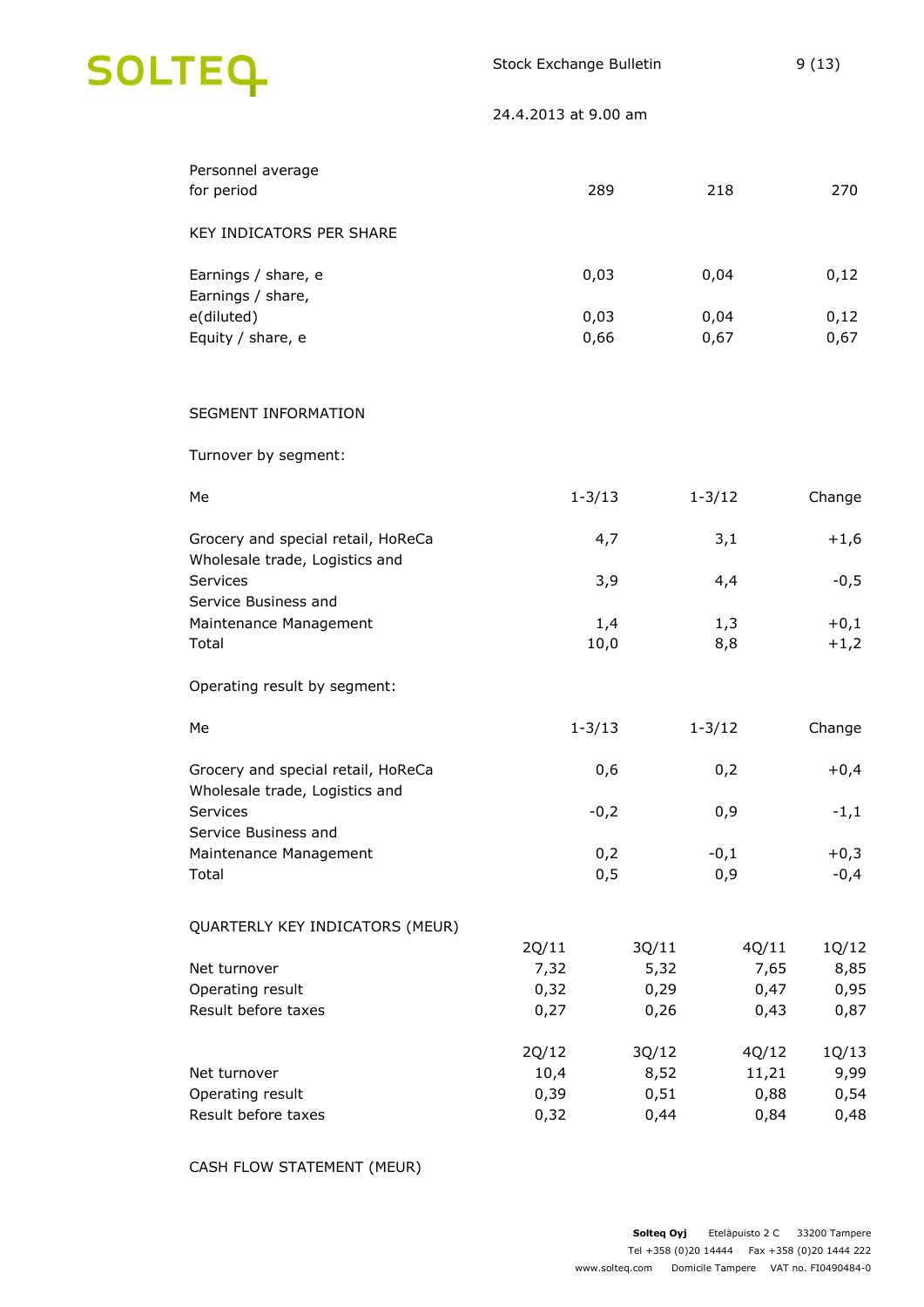| | | | |
|---|---|---|---|
| Personnel average for period | 289 | 218 | 270 |

KEY INDICATORS PER SHARE

| | | | |
|---|---|---|---|
| Earnings / share, e | 0,03 | 0,04 | 0,12 |
| Earnings / share, e(diluted) | 0,03 | 0,04 | 0,12 |
| Equity / share, e | 0,66 | 0,67 | 0,67 |

SEGMENT INFORMATION

Turnover by segment:

| Me | 1-3/13 | 1-3/12 | Change |
|---|---|---|---|
| Grocery and special retail, HoReCa | 4,7 | 3,1 | +1,6 |
| Wholesale trade, Logistics and Services | 3,9 | 4,4 | -0,5 |
| Service Business and Maintenance Management | 1,4 | 1,3 | +0,1 |
| Total | 10,0 | 8,8 | +1,2 |

Operating result by segment:

| Me | 1-3/13 | 1-3/12 | Change |
|---|---|---|---|
| Grocery and special retail, HoReCa | 0,6 | 0,2 | +0,4 |
| Wholesale trade, Logistics and Services | -0,2 | 0,9 | -1,1 |
| Service Business and Maintenance Management | 0,2 | -0,1 | +0,3 |
| Total | 0,5 | 0,9 | -0,4 |

QUARTERLY KEY INDICATORS (MEUR)

| | 2Q/11 | 3Q/11 | 4Q/11 | 1Q/12 |
|---|---|---|---|---|
| Net turnover | 7,32 | 5,32 | 7,65 | 8,85 |
| Operating result | 0,32 | 0,29 | 0,47 | 0,95 |
| Result before taxes | 0,27 | 0,26 | 0,43 | 0,87 |

| | 2Q/12 | 3Q/12 | 4Q/12 | 1Q/13 |
|---|---|---|---|---|
| Net turnover | 10,4 | 8,52 | 11,21 | 9,99 |
| Operating result | 0,39 | 0,51 | 0,88 | 0,54 |
| Result before taxes | 0,32 | 0,44 | 0,84 | 0,48 |

CASH FLOW STATEMENT (MEUR)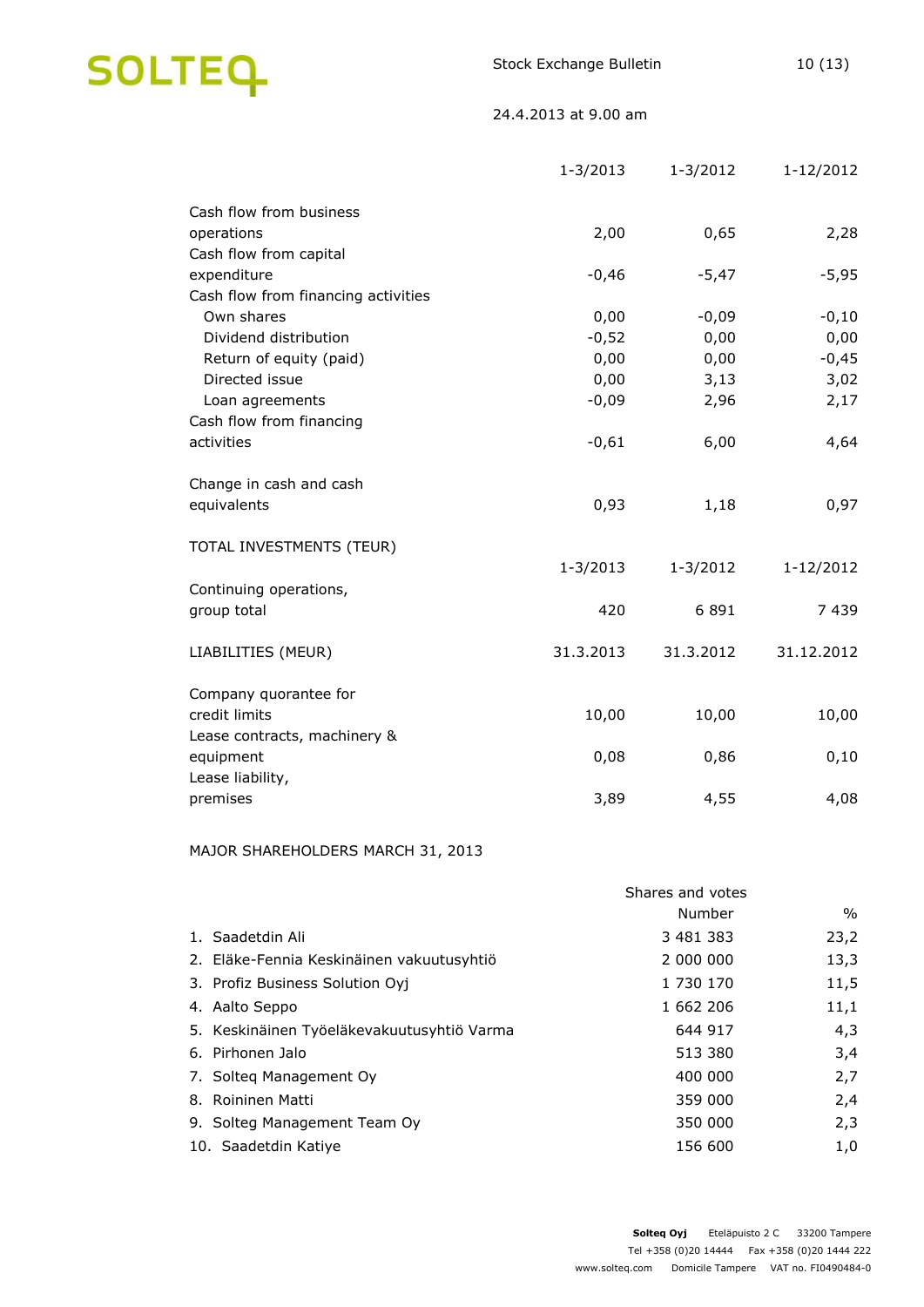| | 1-3/2013 | 1-3/2012 | 1-12/2012 |
|---|---|---|---|
| Cash flow from business operations | 2,00 | 0,65 | 2,28 |
| Cash flow from capital expenditure | -0,46 | -5,47 | -5,95 |
| Cash flow from financing activities | | | |
| Own shares | 0,00 | -0,09 | -0,10 |
| Dividend distribution | -0,52 | 0,00 | 0,00 |
| Return of equity (paid) | 0,00 | 0,00 | -0,45 |
| Directed issue | 0,00 | 3,13 | 3,02 |
| Loan agreements | -0,09 | 2,96 | 2,17 |
| Cash flow from financing activities | -0,61 | 6,00 | 4,64 |
| Change in cash and cash equivalents | 0,93 | 1,18 | 0,97 |

TOTAL INVESTMENTS (TEUR)

| | 1-3/2013 | 1-3/2012 | 1-12/2012 |
|---|---|---|---|
| Continuing operations, group total | 420 | 6 891 | 7 439 |

| LIABILITIES (MEUR) | 31.3.2013 | 31.3.2012 | 31.12.2012 |
|---|---|---|---|
| Company quorantee for credit limits | 10,00 | 10,00 | 10,00 |
| Lease contracts, machinery & equipment | 0,08 | 0,86 | 0,10 |
| Lease liability, premises | 3,89 | 4,55 | 4,08 |

MAJOR SHAREHOLDERS MARCH 31, 2013

| | Shares and votes Number | % |
|---|---|---|
| 1. Saadetdin Ali | 3 481 383 | 23,2 |
| 2. Eläke-Fennia Keskinäinen vakuutusyhtiö | 2 000 000 | 13,3 |
| 3. Profiz Business Solution Oyj | 1 730 170 | 11,5 |
| 4. Aalto Seppo | 1 662 206 | 11,1 |
| 5. Keskinäinen Työeläkevakuutusyhtiö Varma | 644 917 | 4,3 |
| 6. Pirhonen Jalo | 513 380 | 3,4 |
| 7. Solteq Management Oy | 400 000 | 2,7 |
| 8. Roininen Matti | 359 000 | 2,4 |
| 9. Solteg Management Team Oy | 350 000 | 2,3 |
| 10. Saadetdin Katiye | 156 600 | 1,0 |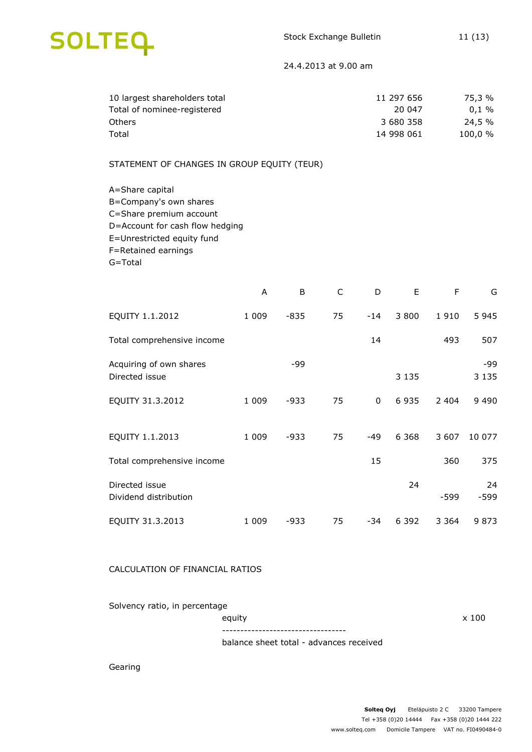| | | |
|---|---|---|
| 10 largest shareholders total | 11 297 656 | 75,3 % |
| Total of nominee-registered | 20 047 | 0,1 % |
| Others | 3 680 358 | 24,5 % |
| Total | 14 998 061 | 100,0 % |

STATEMENT OF CHANGES IN GROUP EQUITY (TEUR)

A=Share capital
B=Company's own shares
C=Share premium account
D=Account for cash flow hedging
E=Unrestricted equity fund
F=Retained earnings
G=Total

| | A | B | C | D | E | F | G |
|---|---|---|---|---|---|---|---|
| EQUITY 1.1.2012 | 1 009 | -835 | 75 | -14 | 3 800 | 1 910 | 5 945 |
| Total comprehensive income | | | | 14 | | 493 | 507 |
| Acquiring of own shares | | -99 | | | | | -99 |
| Directed issue | | | | | 3 135 | | 3 135 |
| EQUITY 31.3.2012 | 1 009 | -933 | 75 | 0 | 6 935 | 2 404 | 9 490 |
| | | | | | | | |
| EQUITY 1.1.2013 | 1 009 | -933 | 75 | -49 | 6 368 | 3 607 | 10 077 |
| Total comprehensive income | | | | 15 | | 360 | 375 |
| Directed issue | | | | | 24 | | 24 |
| Dividend distribution | | | | | | -599 | -599 |
| EQUITY 31.3.2013 | 1 009 | -933 | 75 | -34 | 6 392 | 3 364 | 9 873 |

CALCULATION OF FINANCIAL RATIOS

Solvency ratio, in percentage

$$\frac{\text{equity}}{\text{balance sheet total - advances received}} \times 100$$

Gearing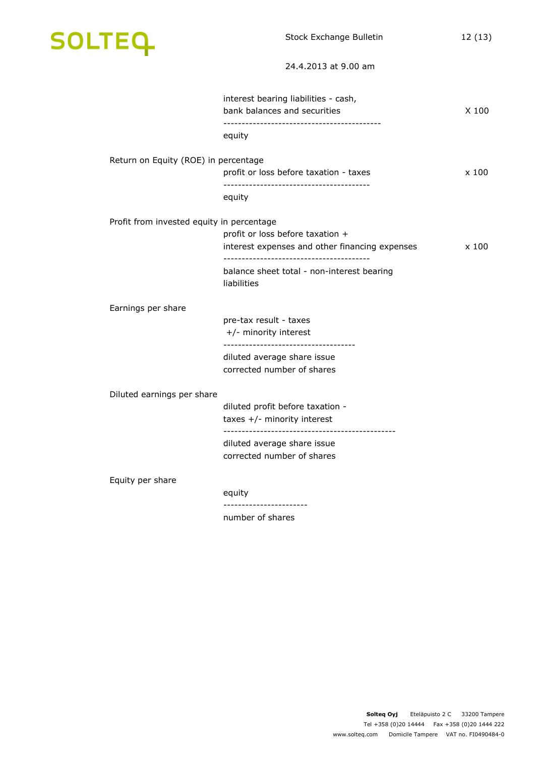interest bearing liabilities - cash,
bank balances and securities X 100
-------------------------------------------
equity

Return on Equity (ROE) in percentage

profit or loss before taxation - taxes x 100
---------------------------------------
equity

Profit from invested equity in percentage

profit or loss before taxation +
interest expenses and other financing expenses x 100
---------------------------------------
balance sheet total - non-interest bearing
liabilities

Earnings per share

pre-tax result - taxes
+/- minority interest
------------------------------------
diluted average share issue
corrected number of shares

Diluted earnings per share

diluted profit before taxation -
taxes +/- minority interest
-----------------------------------------------
diluted average share issue
corrected number of shares

Equity per share

equity
----------------------
number of shares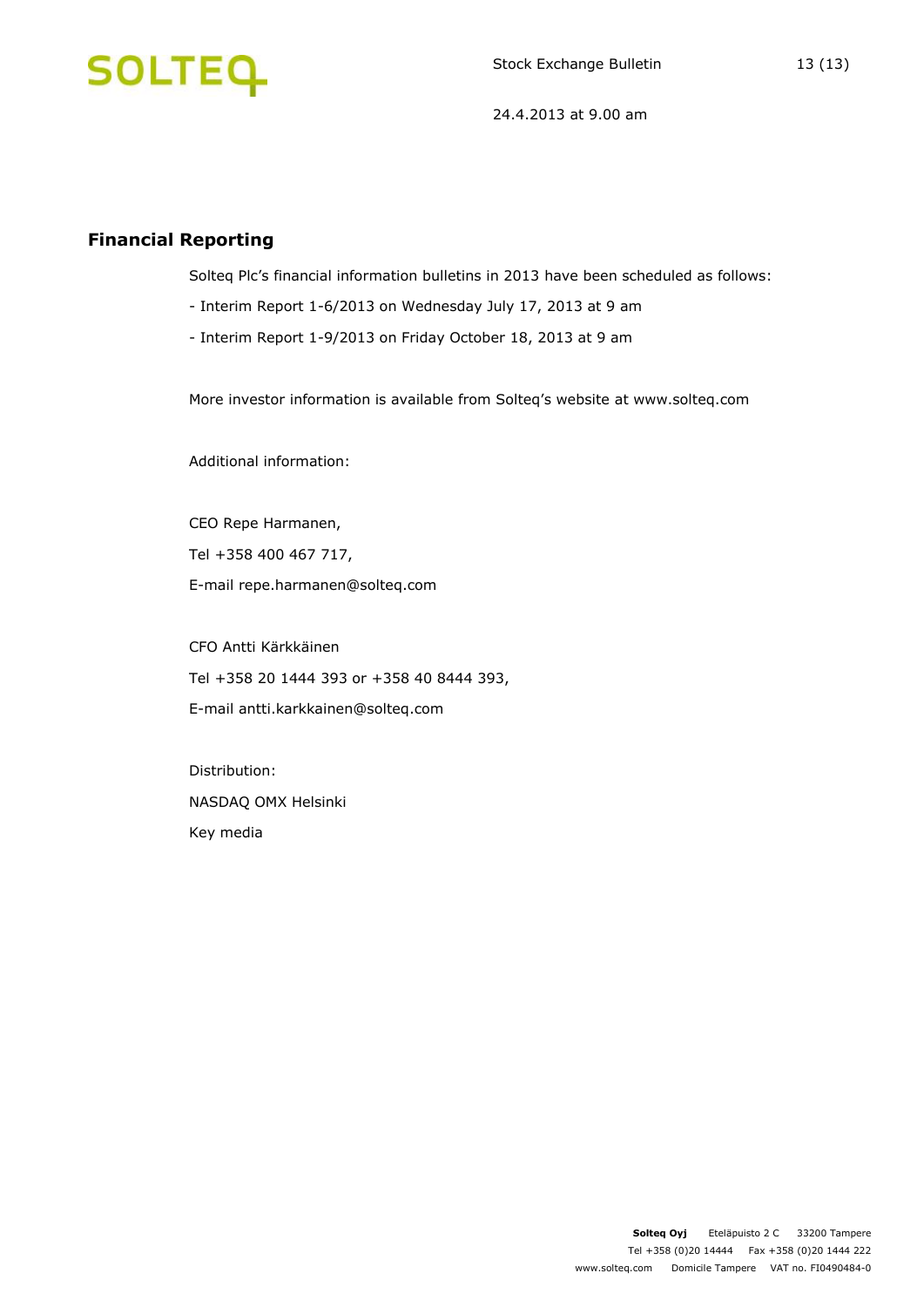## Financial Reporting

Solteq Plc's financial information bulletins in 2013 have been scheduled as follows:

- Interim Report 1-6/2013 on Wednesday July 17, 2013 at 9 am
- Interim Report 1-9/2013 on Friday October 18, 2013 at 9 am

More investor information is available from Solteq's website at www.solteq.com

Additional information:

CEO Repe Harmanen,

Tel +358 400 467 717,

E-mail repe.harmanen@solteq.com

CFO Antti Kärkkäinen

Tel +358 20 1444 393 or +358 40 8444 393,

E-mail antti.karkkainen@solteq.com

Distribution:

NASDAQ OMX Helsinki

Key media